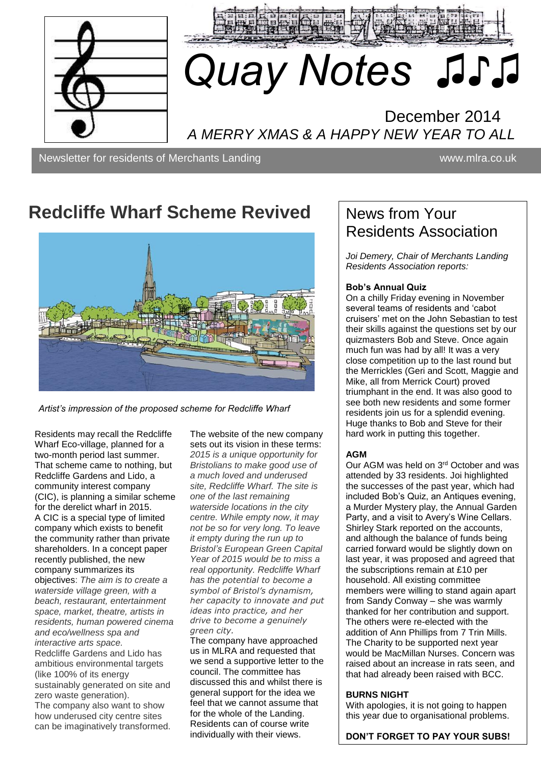# Quay Notes ♫♪♫

December 2014

*A MERRY XMAS & A HAPPY NEW YEAR TO ALL*

Newsletter for residents of Merchants Landing www.mlra.co.uk

## Redcliffe Wharf Scheme Revived

*Artist's impression of the proposed scheme for Redcliffe Wharf*

Residents may recall the Redcliffe Wharf Eco-village, planned for a two-month period last summer. That scheme came to nothing, but Redcliffe Gardens and Lido, a community interest company (CIC), is planning a similar scheme for the derelict wharf in 2015. A CIC is a special type of limited company which exists to benefit the community rather than private shareholders. In a concept paper recently published, the new company summarizes its objectives: *The aim is to create a waterside village green, with a beach, restaurant, entertainment space, market, theatre, artists in residents, human powered cinema and eco/wellness spa and interactive arts space.*

Redcliffe Gardens and Lido has ambitious environmental targets (like 100% of its energy sustainably generated on site and zero waste generation).

The company also want to show how underused city centre sites can be imaginatively transformed.

The website of the new company sets out its vision in these terms: *2015 is a unique opportunity for Bristolians to make good use of a much loved and underused site, Redcliffe Wharf. The site is one of the last remaining waterside locations in the city centre. While empty now, it may not be so for very long. To leave it empty during the run up to Bristol's European Green Capital Year of 2015 would be to miss a real opportunity. Redcliffe Wharf has the potential to become a symbol of Bristol's dynamism, her capacity to innovate and put ideas into practice, and her drive to become a genuinely green city.*

The company have approached us in MLRA and requested that we send a supportive letter to the council. The committee has discussed this and whilst there is general support for the idea we feel that we cannot assume that for the whole of the Landing. Residents can of course write individually with their views.

## News from Your Residents Association

*Joi Demery, Chair of Merchants Landing Residents Association reports:*

**Bob's Annual Quiz**

On a chilly Friday evening in November several teams of residents and 'cabot cruisers' met on the John Sebastian to test their skills against the questions set by our quizmasters Bob and Steve. Once again much fun was had by all! It was a very close competition up to the last round but the Merrickles (Geri and Scott, Maggie and Mike, all from Merrick Court) proved triumphant in the end. It was also good to see both new residents and some former residents join us for a splendid evening. Huge thanks to Bob and Steve for their hard work in putting this together.

**AGM**

Our AGM was held on 3rd October and was attended by 33 residents. Joi highlighted the successes of the past year, which had included Bob's Quiz, an Antiques evening, a Murder Mystery play, the Annual Garden Party, and a visit to Avery's Wine Cellars. Shirley Stark reported on the accounts, and although the balance of funds being carried forward would be slightly down on last year, it was proposed and agreed that the subscriptions remain at £10 per household. All existing committee members were willing to stand again apart from Sandy Conway – she was warmly thanked for her contribution and support. The others were re-elected with the addition of Ann Phillips from 7 Trin Mills. The Charity to be supported next year would be MacMillan Nurses. Concern was raised about an increase in rats seen, and that had already been raised with BCC.

**BURNS NIGHT**

With apologies, it is not going to happen this year due to organisational problems.

**DON'T FORGET TO PAY YOUR SUBS!**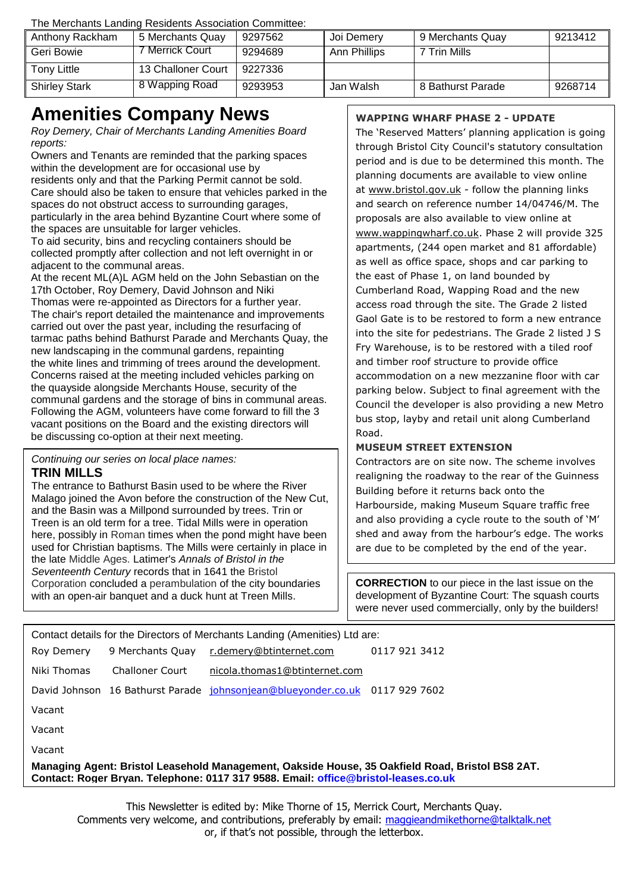The Merchants Landing Residents Association Committee:

| | | | | | |
|---|---|---|---|---|---|
| Anthony Rackham | 5 Merchants Quay | 9297562 | Joi Demery | 9 Merchants Quay | 9213412 |
| Geri Bowie | 7 Merrick Court | 9294689 | Ann Phillips | 7 Trin Mills | |
| Tony Little | 13 Challoner Court | 9227336 | | | |
| Shirley Stark | 8 Wapping Road | 9293953 | Jan Walsh | 8 Bathurst Parade | 9268714 |

# Amenities Company News

*Roy Demery, Chair of Merchants Landing Amenities Board reports:*

Owners and Tenants are reminded that the parking spaces within the development are for occasional use by residents only and that the Parking Permit cannot be sold. Care should also be taken to ensure that vehicles parked in the spaces do not obstruct access to surrounding garages, particularly in the area behind Byzantine Court where some of the spaces are unsuitable for larger vehicles.

To aid security, bins and recycling containers should be collected promptly after collection and not left overnight in or adjacent to the communal areas.

At the recent ML(A)L AGM held on the John Sebastian on the 17th October, Roy Demery, David Johnson and Niki Thomas were re-appointed as Directors for a further year. The chair's report detailed the maintenance and improvements carried out over the past year, including the resurfacing of tarmac paths behind Bathurst Parade and Merchants Quay, the new landscaping in the communal gardens, repainting the white lines and trimming of trees around the development. Concerns raised at the meeting included vehicles parking on the quayside alongside Merchants House, security of the communal gardens and the storage of bins in communal areas. Following the AGM, volunteers have come forward to fill the 3 vacant positions on the Board and the existing directors will be discussing co-option at their next meeting.

*Continuing our series on local place names:*

## TRIN MILLS

The entrance to Bathurst Basin used to be where the River Malago joined the Avon before the construction of the New Cut, and the Basin was a Millpond surrounded by trees. Trin or Treen is an old term for a tree. Tidal Mills were in operation here, possibly in Roman times when the pond might have been used for Christian baptisms. The Mills were certainly in place in the late Middle Ages. Latimer's *Annals of Bristol in the Seventeenth Century* records that in 1641 the Bristol Corporation concluded a perambulation of the city boundaries with an open-air banquet and a duck hunt at Treen Mills.

### WAPPING WHARF PHASE 2 - UPDATE

The 'Reserved Matters' planning application is going through Bristol City Council's statutory consultation period and is due to be determined this month. The planning documents are available to view online at www.bristol.gov.uk - follow the planning links and search on reference number 14/04746/M. The proposals are also available to view online at www.wappingwharf.co.uk. Phase 2 will provide 325 apartments, (244 open market and 81 affordable) as well as office space, shops and car parking to the east of Phase 1, on land bounded by Cumberland Road, Wapping Road and the new access road through the site. The Grade 2 listed Gaol Gate is to be restored to form a new entrance into the site for pedestrians. The Grade 2 listed J S Fry Warehouse, is to be restored with a tiled roof and timber roof structure to provide office accommodation on a new mezzanine floor with car parking below. Subject to final agreement with the Council the developer is also providing a new Metro bus stop, layby and retail unit along Cumberland Road.

### MUSEUM STREET EXTENSION

Contractors are on site now. The scheme involves realigning the roadway to the rear of the Guinness Building before it returns back onto the Harbourside, making Museum Square traffic free and also providing a cycle route to the south of 'M' shed and away from the harbour's edge. The works are due to be completed by the end of the year.

**CORRECTION** to our piece in the last issue on the development of Byzantine Court: The squash courts were never used commercially, only by the builders!

Contact details for the Directors of Merchants Landing (Amenities) Ltd are:

| | | | |
|---|---|---|---|
| Roy Demery | 9 Merchants Quay | r.demery@btinternet.com | 0117 921 3412 |
| Niki Thomas | Challoner Court | nicola.thomas1@btinternet.com | |
| David Johnson | 16 Bathurst Parade | johnsonjean@blueyonder.co.uk | 0117 929 7602 |
| Vacant | | | |
| Vacant | | | |
| Vacant | | | |

**Managing Agent: Bristol Leasehold Management, Oakside House, 35 Oakfield Road, Bristol BS8 2AT. Contact: Roger Bryan. Telephone: 0117 317 9588. Email: office@bristol-leases.co.uk**

This Newsletter is edited by: Mike Thorne of 15, Merrick Court, Merchants Quay.
Comments very welcome, and contributions, preferably by email: maggieandmikethorne@talktalk.net
or, if that's not possible, through the letterbox.